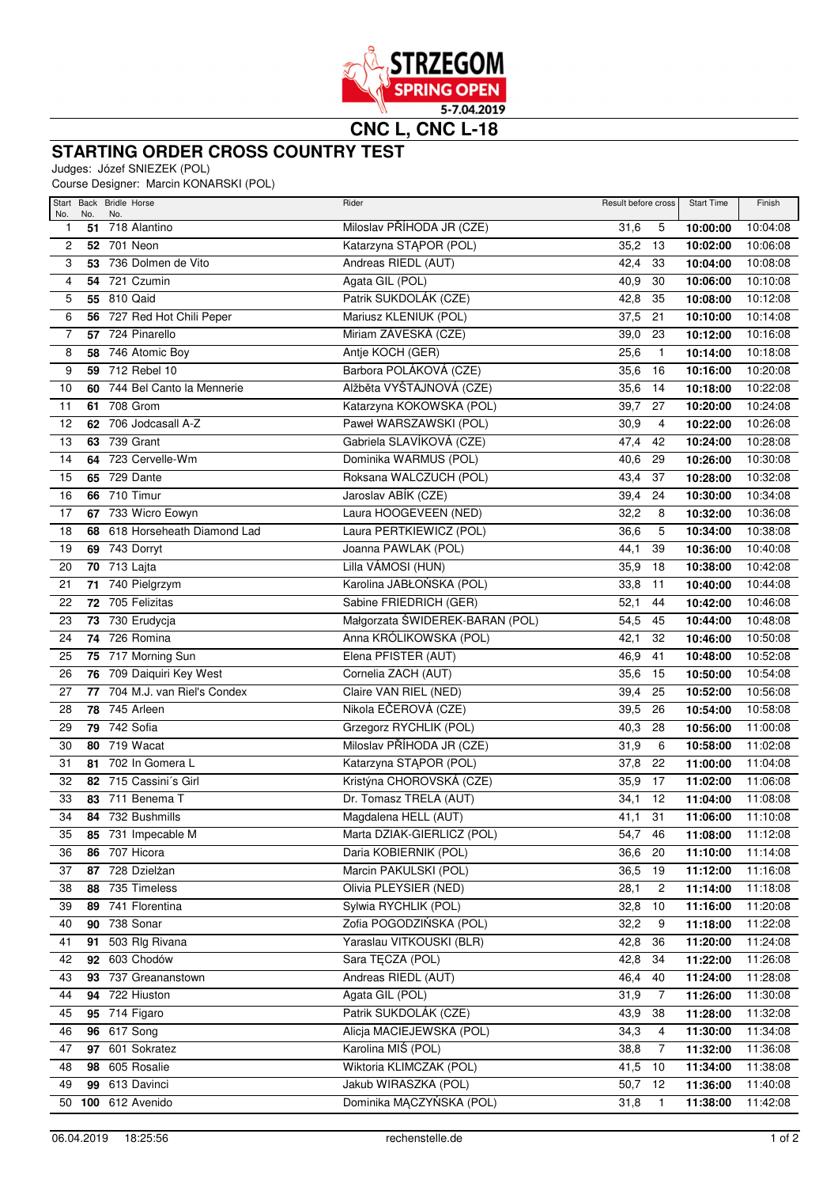STRZEGOM SPRING OPEN 5-7.04.2019

# CNC L, CNC L-18

## STARTING ORDER CROSS COUNTRY TEST

Judges: Józef SNIEZEK (POL)
Course Designer: Marcin KONARSKI (POL)

| Start No. | Back No. | Bridle No. | Horse | Rider | Result before cross | | Start Time | Finish |
|---|---|---|---|---|---|---|---|---|
| 1 | **51** | 718 | Alantino | Miloslav PŘÍHODA JR (CZE) | 31,6 | 5 | **10:00:00** | 10:04:08 |
| 2 | **52** | 701 | Neon | Katarzyna STĄPOR (POL) | 35,2 | 13 | **10:02:00** | 10:06:08 |
| 3 | **53** | 736 | Dolmen de Vito | Andreas RIEDL (AUT) | 42,4 | 33 | **10:04:00** | 10:08:08 |
| 4 | **54** | 721 | Czumin | Agata GIL (POL) | 40,9 | 30 | **10:06:00** | 10:10:08 |
| 5 | **55** | 810 | Qaid | Patrik SUKDOLÁK (CZE) | 42,8 | 35 | **10:08:00** | 10:12:08 |
| 6 | **56** | 727 | Red Hot Chili Peper | Mariusz KLENIUK (POL) | 37,5 | 21 | **10:10:00** | 10:14:08 |
| 7 | **57** | 724 | Pinarello | Miriam ZÁVESKÁ (CZE) | 39,0 | 23 | **10:12:00** | 10:16:08 |
| 8 | **58** | 746 | Atomic Boy | Antje KOCH (GER) | 25,6 | 1 | **10:14:00** | 10:18:08 |
| 9 | **59** | 712 | Rebel 10 | Barbora POLÁKOVÁ (CZE) | 35,6 | 16 | **10:16:00** | 10:20:08 |
| 10 | **60** | 744 | Bel Canto la Mennerie | Alžběta VYŠTAJNOVÁ (CZE) | 35,6 | 14 | **10:18:00** | 10:22:08 |
| 11 | **61** | 708 | Grom | Katarzyna KOKOWSKA (POL) | 39,7 | 27 | **10:20:00** | 10:24:08 |
| 12 | **62** | 706 | Jodcasall A-Z | Paweł WARSZAWSKI (POL) | 30,9 | 4 | **10:22:00** | 10:26:08 |
| 13 | **63** | 739 | Grant | Gabriela SLAVÍKOVÁ (CZE) | 47,4 | 42 | **10:24:00** | 10:28:08 |
| 14 | **64** | 723 | Cervelle-Wm | Dominika WARMUS (POL) | 40,6 | 29 | **10:26:00** | 10:30:08 |
| 15 | **65** | 729 | Dante | Roksana WALCZUCH (POL) | 43,4 | 37 | **10:28:00** | 10:32:08 |
| 16 | **66** | 710 | Timur | Jaroslav ABÍK (CZE) | 39,4 | 24 | **10:30:00** | 10:34:08 |
| 17 | **67** | 733 | Wicro Eowyn | Laura HOOGEVEEN (NED) | 32,2 | 8 | **10:32:00** | 10:36:08 |
| 18 | **68** | 618 | Horseheath Diamond Lad | Laura PERTKIEWICZ (POL) | 36,6 | 5 | **10:34:00** | 10:38:08 |
| 19 | **69** | 743 | Dorryt | Joanna PAWLAK (POL) | 44,1 | 39 | **10:36:00** | 10:40:08 |
| 20 | **70** | 713 | Lajta | Lilla VÁMOSI (HUN) | 35,9 | 18 | **10:38:00** | 10:42:08 |
| 21 | **71** | 740 | Pielgrzym | Karolina JABŁOŃSKA (POL) | 33,8 | 11 | **10:40:00** | 10:44:08 |
| 22 | **72** | 705 | Felizitas | Sabine FRIEDRICH (GER) | 52,1 | 44 | **10:42:00** | 10:46:08 |
| 23 | **73** | 730 | Erudycja | Małgorzata ŚWIDEREK-BARAN (POL) | 54,5 | 45 | **10:44:00** | 10:48:08 |
| 24 | **74** | 726 | Romina | Anna KRÓLIKOWSKA (POL) | 42,1 | 32 | **10:46:00** | 10:50:08 |
| 25 | **75** | 717 | Morning Sun | Elena PFISTER (AUT) | 46,9 | 41 | **10:48:00** | 10:52:08 |
| 26 | **76** | 709 | Daiquiri Key West | Cornelia ZACH (AUT) | 35,6 | 15 | **10:50:00** | 10:54:08 |
| 27 | **77** | 704 | M.J. van Riel's Condex | Claire VAN RIEL (NED) | 39,4 | 25 | **10:52:00** | 10:56:08 |
| 28 | **78** | 745 | Arleen | Nikola EČEROVÁ (CZE) | 39,5 | 26 | **10:54:00** | 10:58:08 |
| 29 | **79** | 742 | Sofia | Grzegorz RYCHLIK (POL) | 40,3 | 28 | **10:56:00** | 11:00:08 |
| 30 | **80** | 719 | Wacat | Miloslav PŘÍHODA JR (CZE) | 31,9 | 6 | **10:58:00** | 11:02:08 |
| 31 | **81** | 702 | In Gomera L | Katarzyna STĄPOR (POL) | 37,8 | 22 | **11:00:00** | 11:04:08 |
| 32 | **82** | 715 | Cassini´s Girl | Kristýna CHOROVSKÁ (CZE) | 35,9 | 17 | **11:02:00** | 11:06:08 |
| 33 | **83** | 711 | Benema T | Dr. Tomasz TRELA (AUT) | 34,1 | 12 | **11:04:00** | 11:08:08 |
| 34 | **84** | 732 | Bushmills | Magdalena HELL (AUT) | 41,1 | 31 | **11:06:00** | 11:10:08 |
| 35 | **85** | 731 | Impecable M | Marta DZIAK-GIERLICZ (POL) | 54,7 | 46 | **11:08:00** | 11:12:08 |
| 36 | **86** | 707 | Hicora | Daria KOBIERNIK (POL) | 36,6 | 20 | **11:10:00** | 11:14:08 |
| 37 | **87** | 728 | Dzielżan | Marcin PAKULSKI (POL) | 36,5 | 19 | **11:12:00** | 11:16:08 |
| 38 | **88** | 735 | Timeless | Olivia PLEYSIER (NED) | 28,1 | 2 | **11:14:00** | 11:18:08 |
| 39 | **89** | 741 | Florentina | Sylwia RYCHLIK (POL) | 32,8 | 10 | **11:16:00** | 11:20:08 |
| 40 | **90** | 738 | Sonar | Zofia POGODZIŃSKA (POL) | 32,2 | 9 | **11:18:00** | 11:22:08 |
| 41 | **91** | 503 | Rlg Rivana | Yaraslau VITKOUSKI (BLR) | 42,8 | 36 | **11:20:00** | 11:24:08 |
| 42 | **92** | 603 | Chodów | Sara TĘCZA (POL) | 42,8 | 34 | **11:22:00** | 11:26:08 |
| 43 | **93** | 737 | Greananstown | Andreas RIEDL (AUT) | 46,4 | 40 | **11:24:00** | 11:28:08 |
| 44 | **94** | 722 | Hiuston | Agata GIL (POL) | 31,9 | 7 | **11:26:00** | 11:30:08 |
| 45 | **95** | 714 | Figaro | Patrik SUKDOLÁK (CZE) | 43,9 | 38 | **11:28:00** | 11:32:08 |
| 46 | **96** | 617 | Song | Alicja MACIEJEWSKA (POL) | 34,3 | 4 | **11:30:00** | 11:34:08 |
| 47 | **97** | 601 | Sokratez | Karolina MIŚ (POL) | 38,8 | 7 | **11:32:00** | 11:36:08 |
| 48 | **98** | 605 | Rosalie | Wiktoria KLIMCZAK (POL) | 41,5 | 10 | **11:34:00** | 11:38:08 |
| 49 | **99** | 613 | Davinci | Jakub WIRASZKA (POL) | 50,7 | 12 | **11:36:00** | 11:40:08 |
| 50 | **100** | 612 | Avenido | Dominika MĄCZYŃSKA (POL) | 31,8 | 1 | **11:38:00** | 11:42:08 |

06.04.2019 18:25:56 rechenstelle.de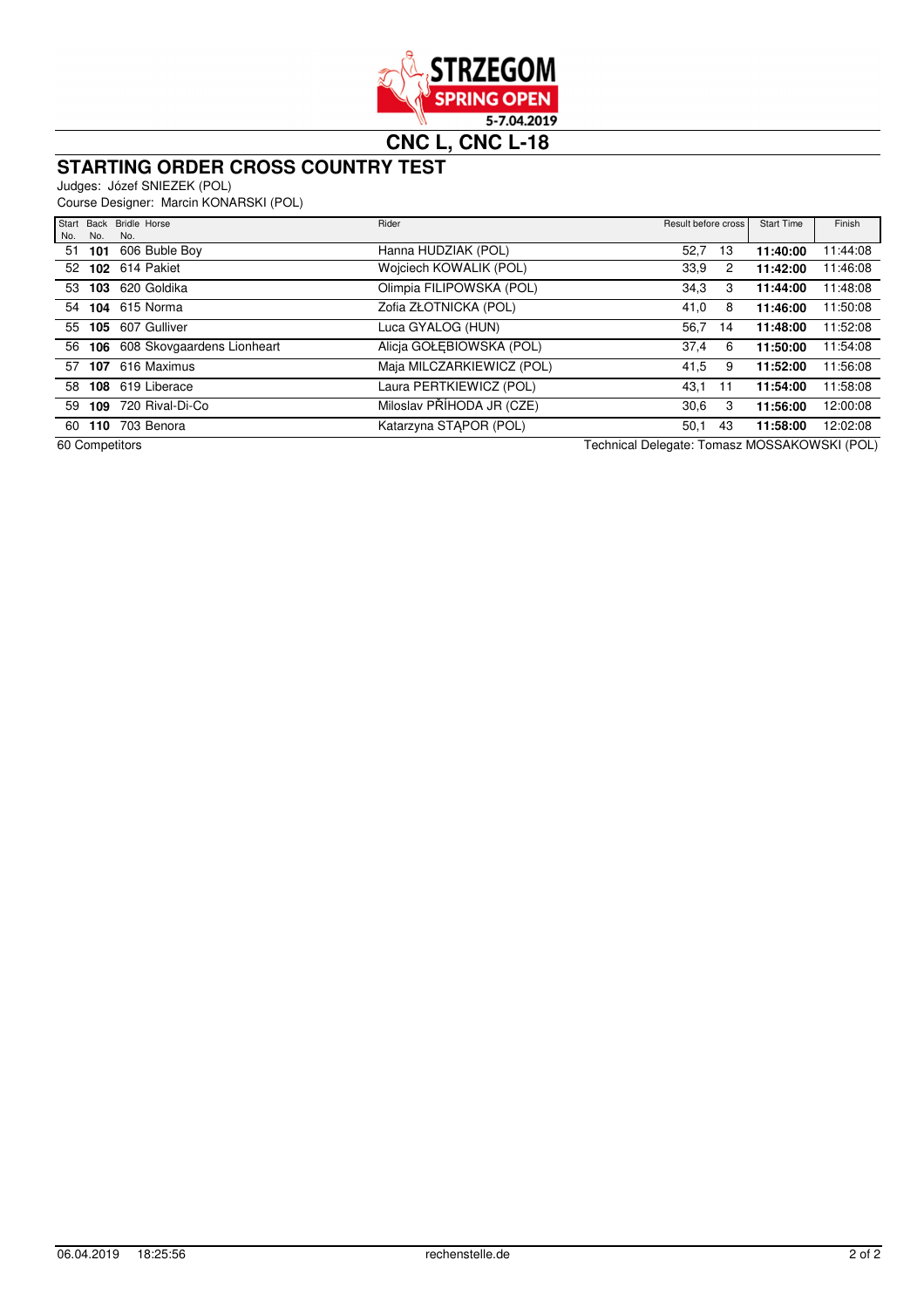STRZEGOM SPRING OPEN 5-7.04.2019

# CNC L, CNC L-18

## STARTING ORDER CROSS COUNTRY TEST

Judges: Józef SNIEZEK (POL)
Course Designer: Marcin KONARSKI (POL)

| Start No. | Back No. | Bridle No. | Horse | Rider | Result before cross | | Start Time | Finish |
|---|---|---|---|---|---|---|---|---|
| 51 | **101** | 606 | Buble Boy | Hanna HUDZIAK (POL) | 52,7 | 13 | **11:40:00** | 11:44:08 |
| 52 | **102** | 614 | Pakiet | Wojciech KOWALIK (POL) | 33,9 | 2 | **11:42:00** | 11:46:08 |
| 53 | **103** | 620 | Goldika | Olimpia FILIPOWSKA (POL) | 34,3 | 3 | **11:44:00** | 11:48:08 |
| 54 | **104** | 615 | Norma | Zofia ZŁOTNICKA (POL) | 41,0 | 8 | **11:46:00** | 11:50:08 |
| 55 | **105** | 607 | Gulliver | Luca GYALOG (HUN) | 56,7 | 14 | **11:48:00** | 11:52:08 |
| 56 | **106** | 608 | Skovgaardens Lionheart | Alicja GOŁĘBIOWSKA (POL) | 37,4 | 6 | **11:50:00** | 11:54:08 |
| 57 | **107** | 616 | Maximus | Maja MILCZARKIEWICZ (POL) | 41,5 | 9 | **11:52:00** | 11:56:08 |
| 58 | **108** | 619 | Liberace | Laura PERTKIEWICZ (POL) | 43,1 | 11 | **11:54:00** | 11:58:08 |
| 59 | **109** | 720 | Rival-Di-Co | Miloslav PŘÍHODA JR (CZE) | 30,6 | 3 | **11:56:00** | 12:00:08 |
| 60 | **110** | 703 | Benora | Katarzyna STĄPOR (POL) | 50,1 | 43 | **11:58:00** | 12:02:08 |

60 Competitors

Technical Delegate: Tomasz MOSSAKOWSKI (POL)

06.04.2019 18:25:56 rechenstelle.de